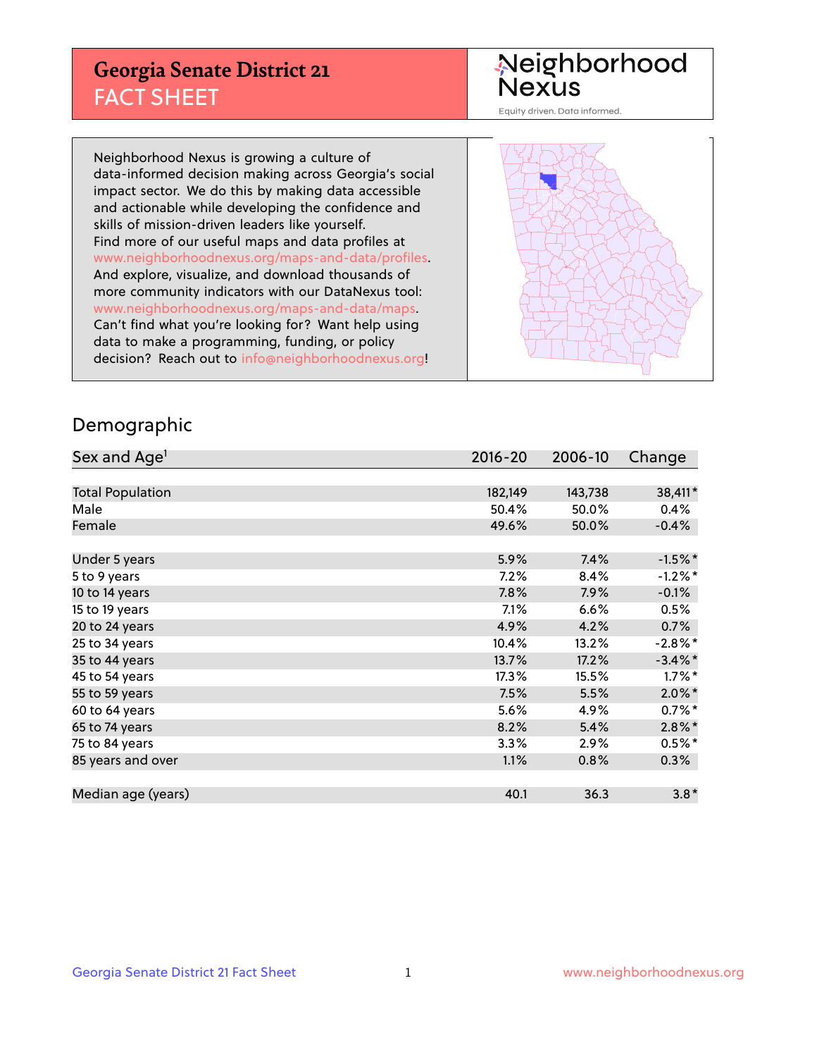# Georgia Senate District 21
## FACT SHEET

Neighborhood Nexus
Equity driven. Data informed.

Neighborhood Nexus is growing a culture of data-informed decision making across Georgia's social impact sector. We do this by making data accessible and actionable while developing the confidence and skills of mission-driven leaders like yourself. Find more of our useful maps and data profiles at www.neighborhoodnexus.org/maps-and-data/profiles. And explore, visualize, and download thousands of more community indicators with our DataNexus tool: www.neighborhoodnexus.org/maps-and-data/maps. Can't find what you're looking for? Want help using data to make a programming, funding, or policy decision? Reach out to info@neighborhoodnexus.org!

## Demographic

| Sex and Age[1] | 2016-20 | 2006-10 | Change |
|---|---|---|---|
| Total Population | 182,149 | 143,738 | 38,411* |
| Male | 50.4% | 50.0% | 0.4% |
| Female | 49.6% | 50.0% | -0.4% |
| | | | |
| Under 5 years | 5.9% | 7.4% | -1.5%* |
| 5 to 9 years | 7.2% | 8.4% | -1.2%* |
| 10 to 14 years | 7.8% | 7.9% | -0.1% |
| 15 to 19 years | 7.1% | 6.6% | 0.5% |
| 20 to 24 years | 4.9% | 4.2% | 0.7% |
| 25 to 34 years | 10.4% | 13.2% | -2.8%* |
| 35 to 44 years | 13.7% | 17.2% | -3.4%* |
| 45 to 54 years | 17.3% | 15.5% | 1.7%* |
| 55 to 59 years | 7.5% | 5.5% | 2.0%* |
| 60 to 64 years | 5.6% | 4.9% | 0.7%* |
| 65 to 74 years | 8.2% | 5.4% | 2.8%* |
| 75 to 84 years | 3.3% | 2.9% | 0.5%* |
| 85 years and over | 1.1% | 0.8% | 0.3% |
| | | | |
| Median age (years) | 40.1 | 36.3 | 3.8* |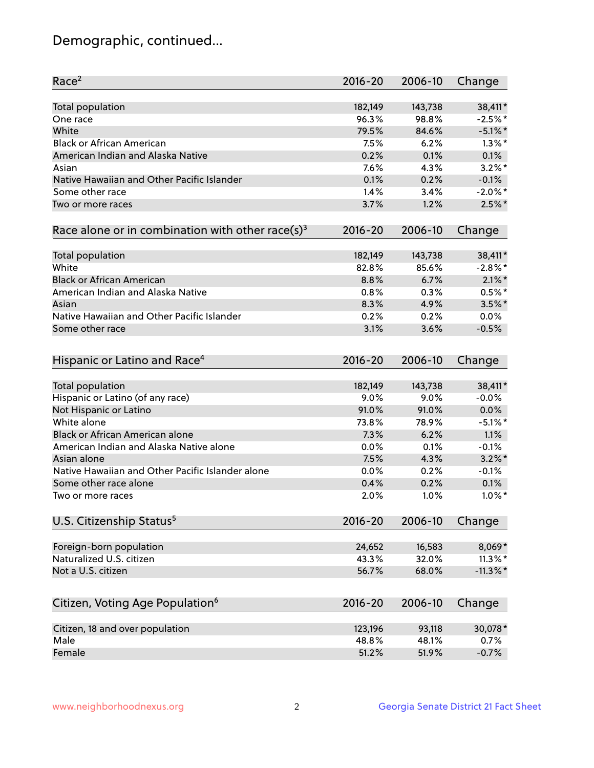# Demographic, continued...

| Race[2] | 2016-20 | 2006-10 | Change |
|---|---|---|---|
| Total population | 182,149 | 143,738 | 38,411* |
| One race | 96.3% | 98.8% | -2.5%* |
| White | 79.5% | 84.6% | -5.1%* |
| Black or African American | 7.5% | 6.2% | 1.3%* |
| American Indian and Alaska Native | 0.2% | 0.1% | 0.1% |
| Asian | 7.6% | 4.3% | 3.2%* |
| Native Hawaiian and Other Pacific Islander | 0.1% | 0.2% | -0.1% |
| Some other race | 1.4% | 3.4% | -2.0%* |
| Two or more races | 3.7% | 1.2% | 2.5%* |

| Race alone or in combination with other race(s)[3] | 2016-20 | 2006-10 | Change |
|---|---|---|---|
| Total population | 182,149 | 143,738 | 38,411* |
| White | 82.8% | 85.6% | -2.8%* |
| Black or African American | 8.8% | 6.7% | 2.1%* |
| American Indian and Alaska Native | 0.8% | 0.3% | 0.5%* |
| Asian | 8.3% | 4.9% | 3.5%* |
| Native Hawaiian and Other Pacific Islander | 0.2% | 0.2% | 0.0% |
| Some other race | 3.1% | 3.6% | -0.5% |

| Hispanic or Latino and Race[4] | 2016-20 | 2006-10 | Change |
|---|---|---|---|
| Total population | 182,149 | 143,738 | 38,411* |
| Hispanic or Latino (of any race) | 9.0% | 9.0% | -0.0% |
| Not Hispanic or Latino | 91.0% | 91.0% | 0.0% |
| White alone | 73.8% | 78.9% | -5.1%* |
| Black or African American alone | 7.3% | 6.2% | 1.1% |
| American Indian and Alaska Native alone | 0.0% | 0.1% | -0.1% |
| Asian alone | 7.5% | 4.3% | 3.2%* |
| Native Hawaiian and Other Pacific Islander alone | 0.0% | 0.2% | -0.1% |
| Some other race alone | 0.4% | 0.2% | 0.1% |
| Two or more races | 2.0% | 1.0% | 1.0%* |

| U.S. Citizenship Status[5] | 2016-20 | 2006-10 | Change |
|---|---|---|---|
| Foreign-born population | 24,652 | 16,583 | 8,069* |
| Naturalized U.S. citizen | 43.3% | 32.0% | 11.3%* |
| Not a U.S. citizen | 56.7% | 68.0% | -11.3%* |

| Citizen, Voting Age Population[6] | 2016-20 | 2006-10 | Change |
|---|---|---|---|
| Citizen, 18 and over population | 123,196 | 93,118 | 30,078* |
| Male | 48.8% | 48.1% | 0.7% |
| Female | 51.2% | 51.9% | -0.7% |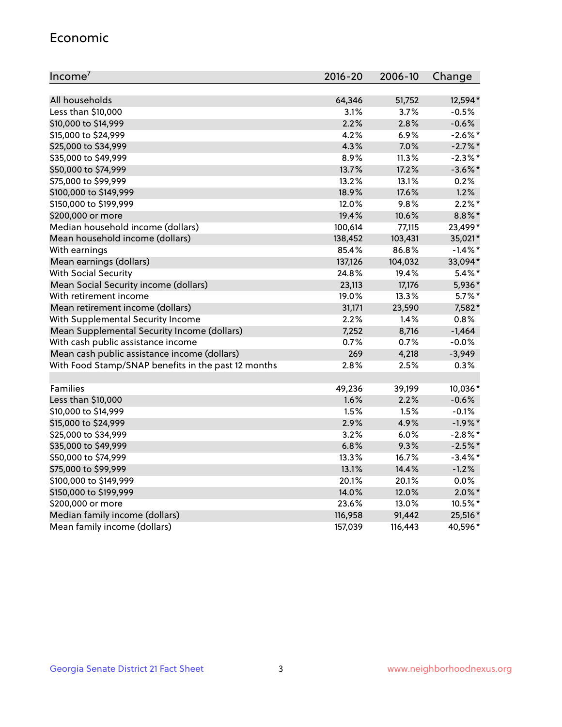## Economic

| Income[7] | 2016-20 | 2006-10 | Change |
|---|---|---|---|
| All households | 64,346 | 51,752 | 12,594* |
| Less than $10,000 | 3.1% | 3.7% | -0.5% |
| $10,000 to $14,999 | 2.2% | 2.8% | -0.6% |
| $15,000 to $24,999 | 4.2% | 6.9% | -2.6%* |
| $25,000 to $34,999 | 4.3% | 7.0% | -2.7%* |
| $35,000 to $49,999 | 8.9% | 11.3% | -2.3%* |
| $50,000 to $74,999 | 13.7% | 17.2% | -3.6%* |
| $75,000 to $99,999 | 13.2% | 13.1% | 0.2% |
| $100,000 to $149,999 | 18.9% | 17.6% | 1.2% |
| $150,000 to $199,999 | 12.0% | 9.8% | 2.2%* |
| $200,000 or more | 19.4% | 10.6% | 8.8%* |
| Median household income (dollars) | 100,614 | 77,115 | 23,499* |
| Mean household income (dollars) | 138,452 | 103,431 | 35,021* |
| With earnings | 85.4% | 86.8% | -1.4%* |
| Mean earnings (dollars) | 137,126 | 104,032 | 33,094* |
| With Social Security | 24.8% | 19.4% | 5.4%* |
| Mean Social Security income (dollars) | 23,113 | 17,176 | 5,936* |
| With retirement income | 19.0% | 13.3% | 5.7%* |
| Mean retirement income (dollars) | 31,171 | 23,590 | 7,582* |
| With Supplemental Security Income | 2.2% | 1.4% | 0.8% |
| Mean Supplemental Security Income (dollars) | 7,252 | 8,716 | -1,464 |
| With cash public assistance income | 0.7% | 0.7% | -0.0% |
| Mean cash public assistance income (dollars) | 269 | 4,218 | -3,949 |
| With Food Stamp/SNAP benefits in the past 12 months | 2.8% | 2.5% | 0.3% |
| | | | |
| Families | 49,236 | 39,199 | 10,036* |
| Less than $10,000 | 1.6% | 2.2% | -0.6% |
| $10,000 to $14,999 | 1.5% | 1.5% | -0.1% |
| $15,000 to $24,999 | 2.9% | 4.9% | -1.9%* |
| $25,000 to $34,999 | 3.2% | 6.0% | -2.8%* |
| $35,000 to $49,999 | 6.8% | 9.3% | -2.5%* |
| $50,000 to $74,999 | 13.3% | 16.7% | -3.4%* |
| $75,000 to $99,999 | 13.1% | 14.4% | -1.2% |
| $100,000 to $149,999 | 20.1% | 20.1% | 0.0% |
| $150,000 to $199,999 | 14.0% | 12.0% | 2.0%* |
| $200,000 or more | 23.6% | 13.0% | 10.5%* |
| Median family income (dollars) | 116,958 | 91,442 | 25,516* |
| Mean family income (dollars) | 157,039 | 116,443 | 40,596* |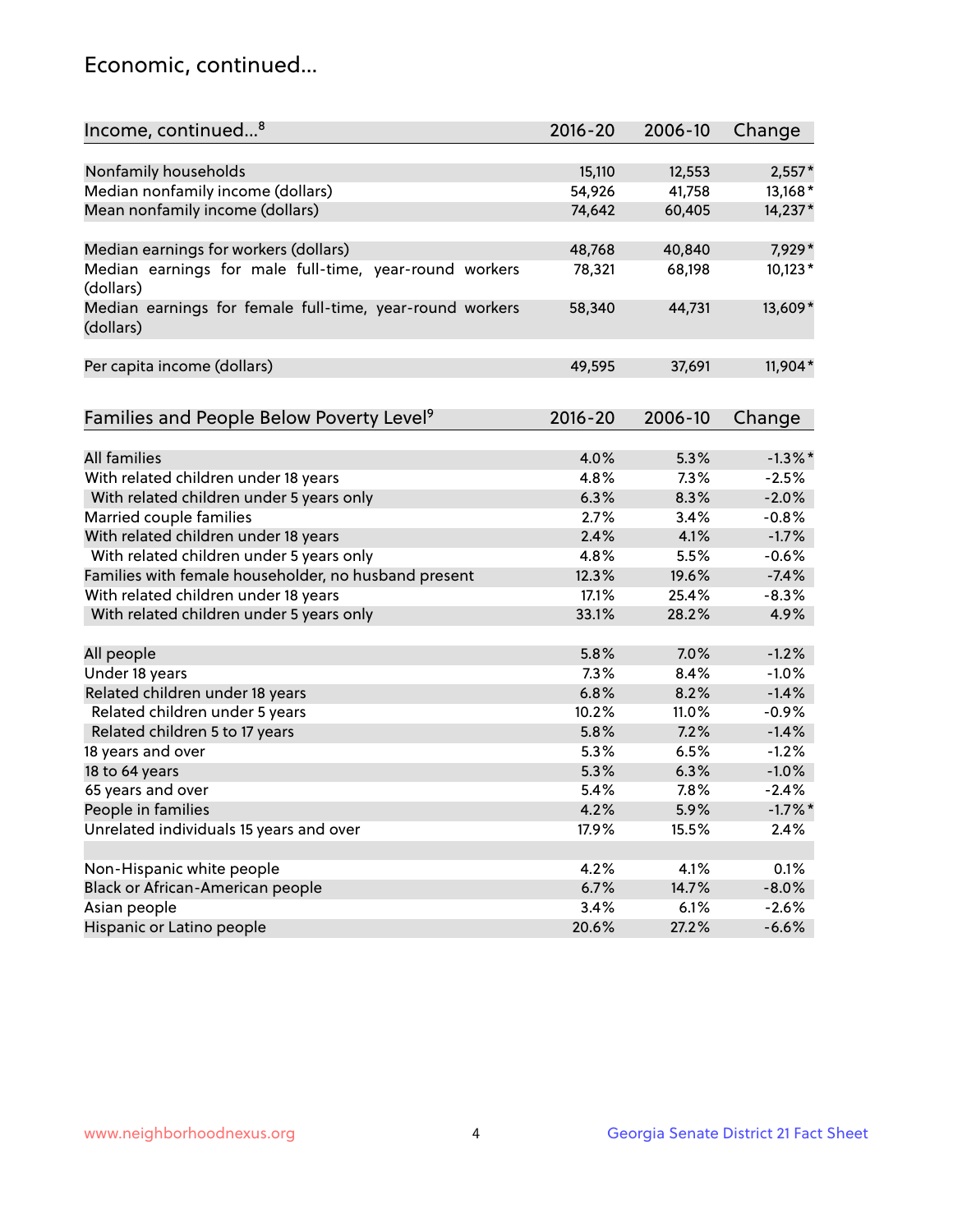## Economic, continued...

| Income, continued...[8] | 2016-20 | 2006-10 | Change |
|---|---|---|---|
| Nonfamily households | 15,110 | 12,553 | 2,557* |
| Median nonfamily income (dollars) | 54,926 | 41,758 | 13,168* |
| Mean nonfamily income (dollars) | 74,642 | 60,405 | 14,237* |
| Median earnings for workers (dollars) | 48,768 | 40,840 | 7,929* |
| Median earnings for male full-time, year-round workers (dollars) | 78,321 | 68,198 | 10,123* |
| Median earnings for female full-time, year-round workers (dollars) | 58,340 | 44,731 | 13,609* |
| Per capita income (dollars) | 49,595 | 37,691 | 11,904* |

| Families and People Below Poverty Level[9] | 2016-20 | 2006-10 | Change |
|---|---|---|---|
| All families | 4.0% | 5.3% | -1.3%* |
| With related children under 18 years | 4.8% | 7.3% | -2.5% |
| With related children under 5 years only | 6.3% | 8.3% | -2.0% |
| Married couple families | 2.7% | 3.4% | -0.8% |
| With related children under 18 years | 2.4% | 4.1% | -1.7% |
| With related children under 5 years only | 4.8% | 5.5% | -0.6% |
| Families with female householder, no husband present | 12.3% | 19.6% | -7.4% |
| With related children under 18 years | 17.1% | 25.4% | -8.3% |
| With related children under 5 years only | 33.1% | 28.2% | 4.9% |
| All people | 5.8% | 7.0% | -1.2% |
| Under 18 years | 7.3% | 8.4% | -1.0% |
| Related children under 18 years | 6.8% | 8.2% | -1.4% |
| Related children under 5 years | 10.2% | 11.0% | -0.9% |
| Related children 5 to 17 years | 5.8% | 7.2% | -1.4% |
| 18 years and over | 5.3% | 6.5% | -1.2% |
| 18 to 64 years | 5.3% | 6.3% | -1.0% |
| 65 years and over | 5.4% | 7.8% | -2.4% |
| People in families | 4.2% | 5.9% | -1.7%* |
| Unrelated individuals 15 years and over | 17.9% | 15.5% | 2.4% |
| Non-Hispanic white people | 4.2% | 4.1% | 0.1% |
| Black or African-American people | 6.7% | 14.7% | -8.0% |
| Asian people | 3.4% | 6.1% | -2.6% |
| Hispanic or Latino people | 20.6% | 27.2% | -6.6% |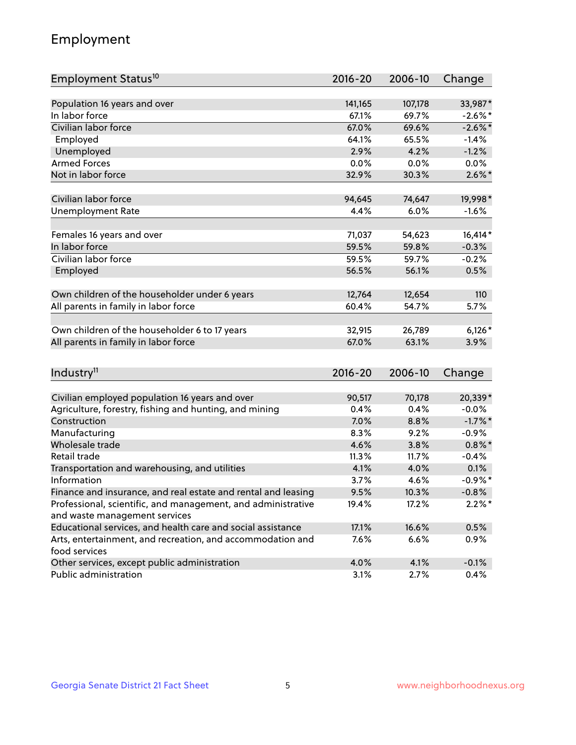## Employment

| Employment Status[10] | 2016-20 | 2006-10 | Change |
|---|---|---|---|
| Population 16 years and over | 141,165 | 107,178 | 33,987* |
| In labor force | 67.1% | 69.7% | -2.6%* |
| Civilian labor force | 67.0% | 69.6% | -2.6%* |
| Employed | 64.1% | 65.5% | -1.4% |
| Unemployed | 2.9% | 4.2% | -1.2% |
| Armed Forces | 0.0% | 0.0% | 0.0% |
| Not in labor force | 32.9% | 30.3% | 2.6%* |
| | | | |
| Civilian labor force | 94,645 | 74,647 | 19,998* |
| Unemployment Rate | 4.4% | 6.0% | -1.6% |
| | | | |
| Females 16 years and over | 71,037 | 54,623 | 16,414* |
| In labor force | 59.5% | 59.8% | -0.3% |
| Civilian labor force | 59.5% | 59.7% | -0.2% |
| Employed | 56.5% | 56.1% | 0.5% |
| | | | |
| Own children of the householder under 6 years | 12,764 | 12,654 | 110 |
| All parents in family in labor force | 60.4% | 54.7% | 5.7% |
| | | | |
| Own children of the householder 6 to 17 years | 32,915 | 26,789 | 6,126* |
| All parents in family in labor force | 67.0% | 63.1% | 3.9% |

| Industry[11] | 2016-20 | 2006-10 | Change |
|---|---|---|---|
| Civilian employed population 16 years and over | 90,517 | 70,178 | 20,339* |
| Agriculture, forestry, fishing and hunting, and mining | 0.4% | 0.4% | -0.0% |
| Construction | 7.0% | 8.8% | -1.7%* |
| Manufacturing | 8.3% | 9.2% | -0.9% |
| Wholesale trade | 4.6% | 3.8% | 0.8%* |
| Retail trade | 11.3% | 11.7% | -0.4% |
| Transportation and warehousing, and utilities | 4.1% | 4.0% | 0.1% |
| Information | 3.7% | 4.6% | -0.9%* |
| Finance and insurance, and real estate and rental and leasing | 9.5% | 10.3% | -0.8% |
| Professional, scientific, and management, and administrative and waste management services | 19.4% | 17.2% | 2.2%* |
| Educational services, and health care and social assistance | 17.1% | 16.6% | 0.5% |
| Arts, entertainment, and recreation, and accommodation and food services | 7.6% | 6.6% | 0.9% |
| Other services, except public administration | 4.0% | 4.1% | -0.1% |
| Public administration | 3.1% | 2.7% | 0.4% |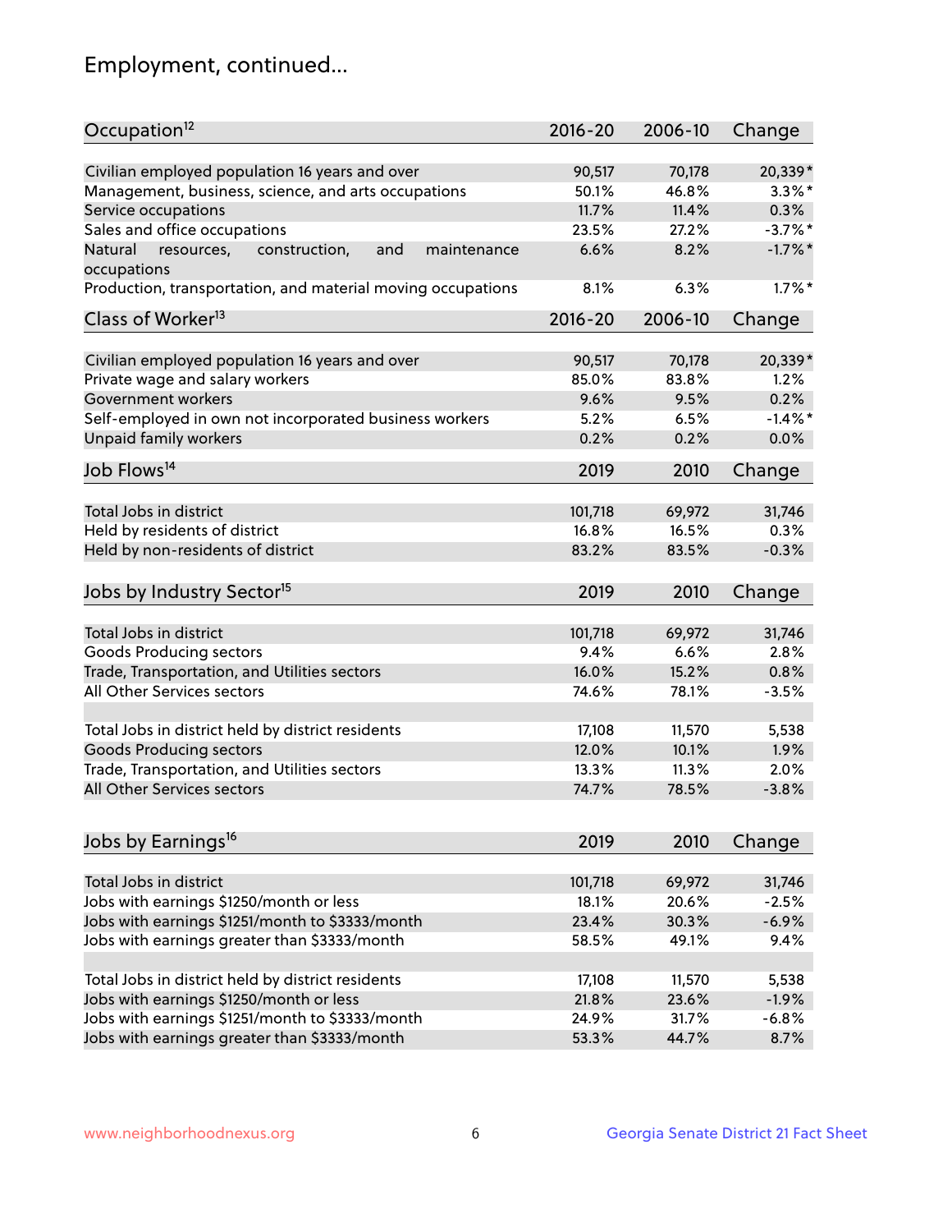## Employment, continued...

| Occupation[12] | 2016-20 | 2006-10 | Change |
|---|---|---|---|
| Civilian employed population 16 years and over | 90,517 | 70,178 | 20,339* |
| Management, business, science, and arts occupations | 50.1% | 46.8% | 3.3%* |
| Service occupations | 11.7% | 11.4% | 0.3% |
| Sales and office occupations | 23.5% | 27.2% | -3.7%* |
| Natural resources, construction, and maintenance occupations | 6.6% | 8.2% | -1.7%* |
| Production, transportation, and material moving occupations | 8.1% | 6.3% | 1.7%* |

| Class of Worker[13] | 2016-20 | 2006-10 | Change |
|---|---|---|---|
| Civilian employed population 16 years and over | 90,517 | 70,178 | 20,339* |
| Private wage and salary workers | 85.0% | 83.8% | 1.2% |
| Government workers | 9.6% | 9.5% | 0.2% |
| Self-employed in own not incorporated business workers | 5.2% | 6.5% | -1.4%* |
| Unpaid family workers | 0.2% | 0.2% | 0.0% |

| Job Flows[14] | 2019 | 2010 | Change |
|---|---|---|---|
| Total Jobs in district | 101,718 | 69,972 | 31,746 |
| Held by residents of district | 16.8% | 16.5% | 0.3% |
| Held by non-residents of district | 83.2% | 83.5% | -0.3% |

| Jobs by Industry Sector[15] | 2019 | 2010 | Change |
|---|---|---|---|
| Total Jobs in district | 101,718 | 69,972 | 31,746 |
| Goods Producing sectors | 9.4% | 6.6% | 2.8% |
| Trade, Transportation, and Utilities sectors | 16.0% | 15.2% | 0.8% |
| All Other Services sectors | 74.6% | 78.1% | -3.5% |
| | | | |
| Total Jobs in district held by district residents | 17,108 | 11,570 | 5,538 |
| Goods Producing sectors | 12.0% | 10.1% | 1.9% |
| Trade, Transportation, and Utilities sectors | 13.3% | 11.3% | 2.0% |
| All Other Services sectors | 74.7% | 78.5% | -3.8% |

| Jobs by Earnings[16] | 2019 | 2010 | Change |
|---|---|---|---|
| Total Jobs in district | 101,718 | 69,972 | 31,746 |
| Jobs with earnings $1250/month or less | 18.1% | 20.6% | -2.5% |
| Jobs with earnings $1251/month to $3333/month | 23.4% | 30.3% | -6.9% |
| Jobs with earnings greater than $3333/month | 58.5% | 49.1% | 9.4% |
| | | | |
| Total Jobs in district held by district residents | 17,108 | 11,570 | 5,538 |
| Jobs with earnings $1250/month or less | 21.8% | 23.6% | -1.9% |
| Jobs with earnings $1251/month to $3333/month | 24.9% | 31.7% | -6.8% |
| Jobs with earnings greater than $3333/month | 53.3% | 44.7% | 8.7% |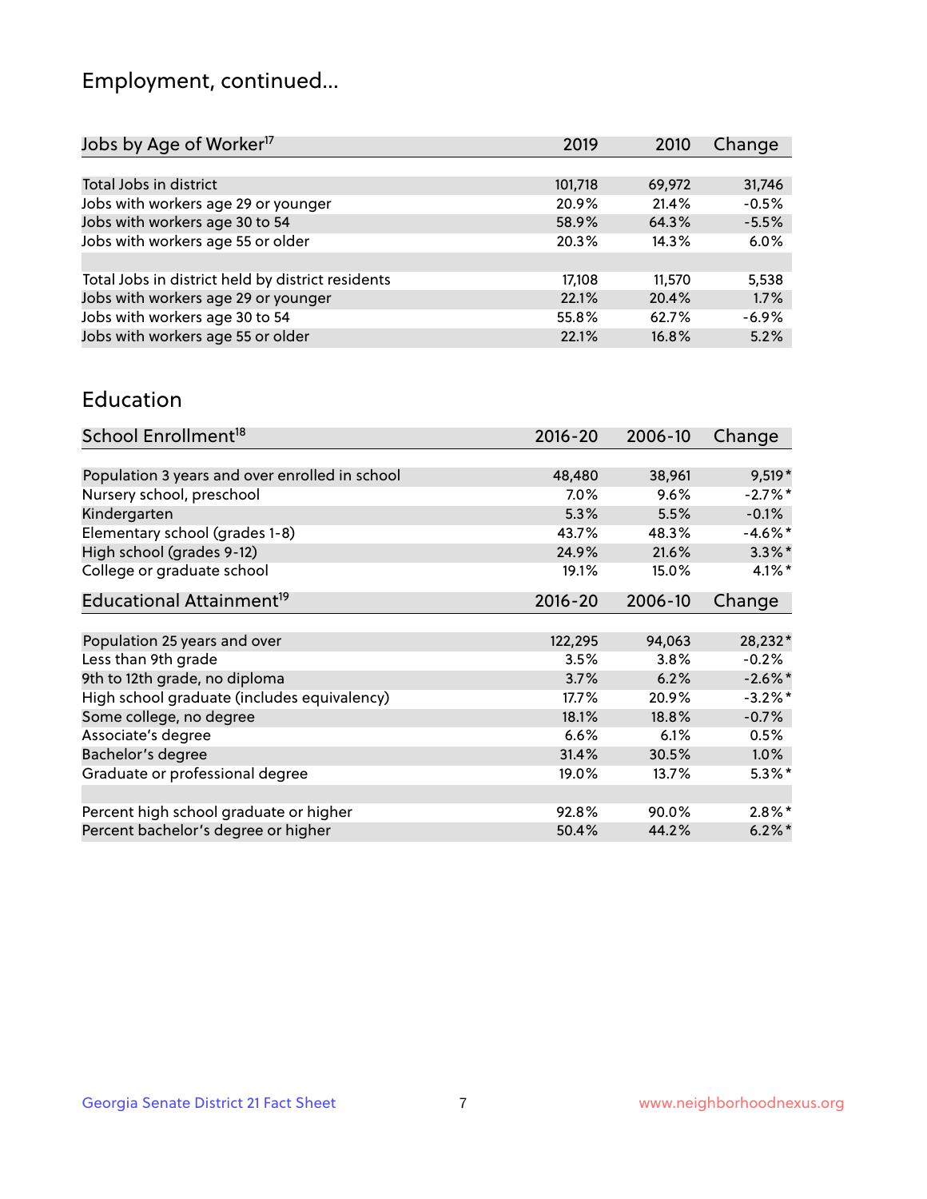## Employment, continued...

| Jobs by Age of Worker[17] | 2019 | 2010 | Change |
|---|---|---|---|
| | | | |
| Total Jobs in district | 101,718 | 69,972 | 31,746 |
| Jobs with workers age 29 or younger | 20.9% | 21.4% | -0.5% |
| Jobs with workers age 30 to 54 | 58.9% | 64.3% | -5.5% |
| Jobs with workers age 55 or older | 20.3% | 14.3% | 6.0% |
| | | | |
| Total Jobs in district held by district residents | 17,108 | 11,570 | 5,538 |
| Jobs with workers age 29 or younger | 22.1% | 20.4% | 1.7% |
| Jobs with workers age 30 to 54 | 55.8% | 62.7% | -6.9% |
| Jobs with workers age 55 or older | 22.1% | 16.8% | 5.2% |

## Education

| School Enrollment[18] | 2016-20 | 2006-10 | Change |
|---|---|---|---|
| | | | |
| Population 3 years and over enrolled in school | 48,480 | 38,961 | 9,519* |
| Nursery school, preschool | 7.0% | 9.6% | -2.7%* |
| Kindergarten | 5.3% | 5.5% | -0.1% |
| Elementary school (grades 1-8) | 43.7% | 48.3% | -4.6%* |
| High school (grades 9-12) | 24.9% | 21.6% | 3.3%* |
| College or graduate school | 19.1% | 15.0% | 4.1%* |

| Educational Attainment[19] | 2016-20 | 2006-10 | Change |
|---|---|---|---|
| | | | |
| Population 25 years and over | 122,295 | 94,063 | 28,232* |
| Less than 9th grade | 3.5% | 3.8% | -0.2% |
| 9th to 12th grade, no diploma | 3.7% | 6.2% | -2.6%* |
| High school graduate (includes equivalency) | 17.7% | 20.9% | -3.2%* |
| Some college, no degree | 18.1% | 18.8% | -0.7% |
| Associate's degree | 6.6% | 6.1% | 0.5% |
| Bachelor's degree | 31.4% | 30.5% | 1.0% |
| Graduate or professional degree | 19.0% | 13.7% | 5.3%* |
| | | | |
| Percent high school graduate or higher | 92.8% | 90.0% | 2.8%* |
| Percent bachelor's degree or higher | 50.4% | 44.2% | 6.2%* |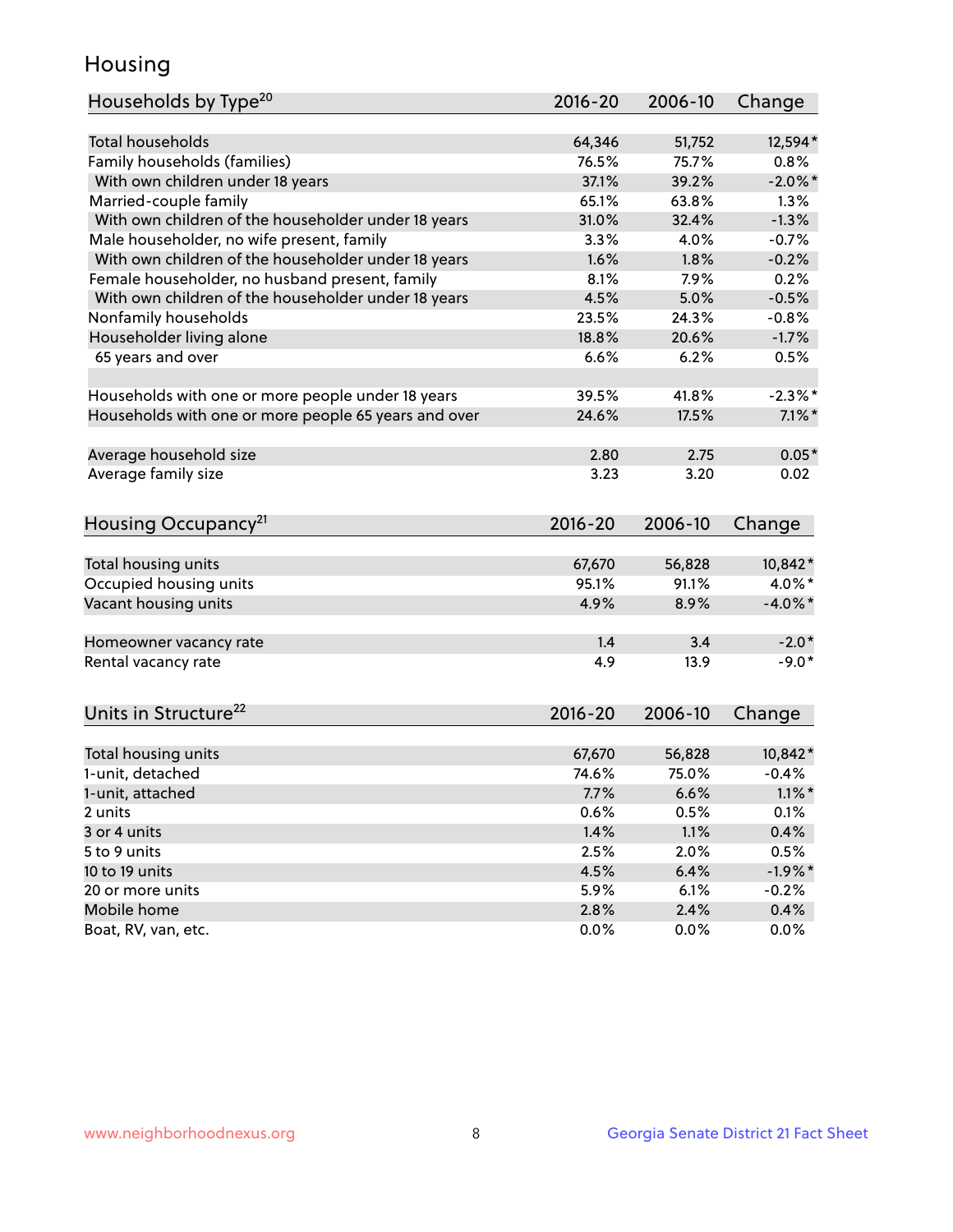# Housing

| Households by Type[20] | 2016-20 | 2006-10 | Change |
|---|---|---|---|
| Total households | 64,346 | 51,752 | 12,594* |
| Family households (families) | 76.5% | 75.7% | 0.8% |
| With own children under 18 years | 37.1% | 39.2% | -2.0%* |
| Married-couple family | 65.1% | 63.8% | 1.3% |
| With own children of the householder under 18 years | 31.0% | 32.4% | -1.3% |
| Male householder, no wife present, family | 3.3% | 4.0% | -0.7% |
| With own children of the householder under 18 years | 1.6% | 1.8% | -0.2% |
| Female householder, no husband present, family | 8.1% | 7.9% | 0.2% |
| With own children of the householder under 18 years | 4.5% | 5.0% | -0.5% |
| Nonfamily households | 23.5% | 24.3% | -0.8% |
| Householder living alone | 18.8% | 20.6% | -1.7% |
| 65 years and over | 6.6% | 6.2% | 0.5% |
| Households with one or more people under 18 years | 39.5% | 41.8% | -2.3%* |
| Households with one or more people 65 years and over | 24.6% | 17.5% | 7.1%* |
| Average household size | 2.80 | 2.75 | 0.05* |
| Average family size | 3.23 | 3.20 | 0.02 |

| Housing Occupancy[21] | 2016-20 | 2006-10 | Change |
|---|---|---|---|
| Total housing units | 67,670 | 56,828 | 10,842* |
| Occupied housing units | 95.1% | 91.1% | 4.0%* |
| Vacant housing units | 4.9% | 8.9% | -4.0%* |
| Homeowner vacancy rate | 1.4 | 3.4 | -2.0* |
| Rental vacancy rate | 4.9 | 13.9 | -9.0* |

| Units in Structure[22] | 2016-20 | 2006-10 | Change |
|---|---|---|---|
| Total housing units | 67,670 | 56,828 | 10,842* |
| 1-unit, detached | 74.6% | 75.0% | -0.4% |
| 1-unit, attached | 7.7% | 6.6% | 1.1%* |
| 2 units | 0.6% | 0.5% | 0.1% |
| 3 or 4 units | 1.4% | 1.1% | 0.4% |
| 5 to 9 units | 2.5% | 2.0% | 0.5% |
| 10 to 19 units | 4.5% | 6.4% | -1.9%* |
| 20 or more units | 5.9% | 6.1% | -0.2% |
| Mobile home | 2.8% | 2.4% | 0.4% |
| Boat, RV, van, etc. | 0.0% | 0.0% | 0.0% |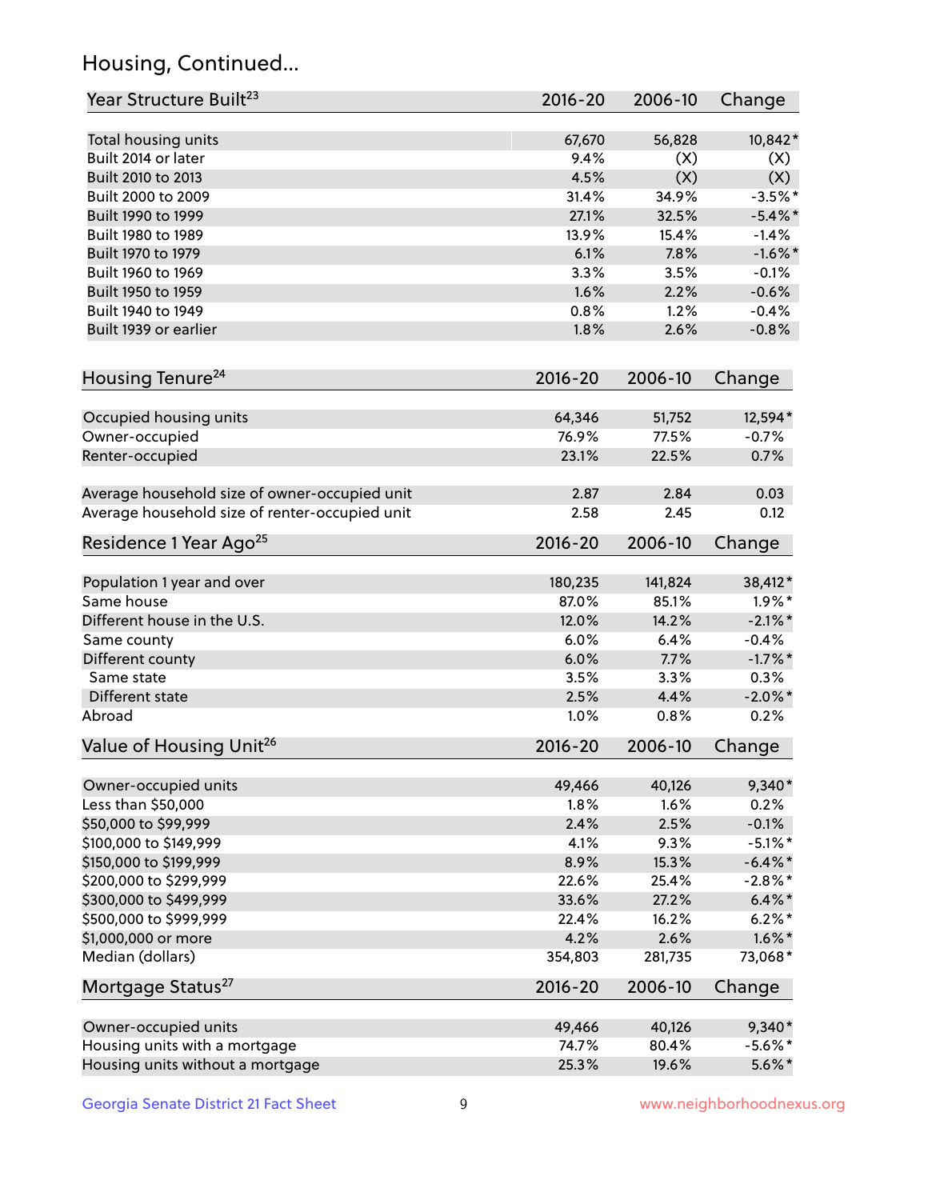## Housing, Continued...

| Year Structure Built[23] | 2016-20 | 2006-10 | Change |
|---|---|---|---|
| Total housing units | 67,670 | 56,828 | 10,842* |
| Built 2014 or later | 9.4% | (X) | (X) |
| Built 2010 to 2013 | 4.5% | (X) | (X) |
| Built 2000 to 2009 | 31.4% | 34.9% | -3.5%* |
| Built 1990 to 1999 | 27.1% | 32.5% | -5.4%* |
| Built 1980 to 1989 | 13.9% | 15.4% | -1.4% |
| Built 1970 to 1979 | 6.1% | 7.8% | -1.6%* |
| Built 1960 to 1969 | 3.3% | 3.5% | -0.1% |
| Built 1950 to 1959 | 1.6% | 2.2% | -0.6% |
| Built 1940 to 1949 | 0.8% | 1.2% | -0.4% |
| Built 1939 or earlier | 1.8% | 2.6% | -0.8% |

| Housing Tenure[24] | 2016-20 | 2006-10 | Change |
|---|---|---|---|
| Occupied housing units | 64,346 | 51,752 | 12,594* |
| Owner-occupied | 76.9% | 77.5% | -0.7% |
| Renter-occupied | 23.1% | 22.5% | 0.7% |
| Average household size of owner-occupied unit | 2.87 | 2.84 | 0.03 |
| Average household size of renter-occupied unit | 2.58 | 2.45 | 0.12 |

| Residence 1 Year Ago[25] | 2016-20 | 2006-10 | Change |
|---|---|---|---|
| Population 1 year and over | 180,235 | 141,824 | 38,412* |
| Same house | 87.0% | 85.1% | 1.9%* |
| Different house in the U.S. | 12.0% | 14.2% | -2.1%* |
| Same county | 6.0% | 6.4% | -0.4% |
| Different county | 6.0% | 7.7% | -1.7%* |
| Same state | 3.5% | 3.3% | 0.3% |
| Different state | 2.5% | 4.4% | -2.0%* |
| Abroad | 1.0% | 0.8% | 0.2% |

| Value of Housing Unit[26] | 2016-20 | 2006-10 | Change |
|---|---|---|---|
| Owner-occupied units | 49,466 | 40,126 | 9,340* |
| Less than $50,000 | 1.8% | 1.6% | 0.2% |
| $50,000 to $99,999 | 2.4% | 2.5% | -0.1% |
| $100,000 to $149,999 | 4.1% | 9.3% | -5.1%* |
| $150,000 to $199,999 | 8.9% | 15.3% | -6.4%* |
| $200,000 to $299,999 | 22.6% | 25.4% | -2.8%* |
| $300,000 to $499,999 | 33.6% | 27.2% | 6.4%* |
| $500,000 to $999,999 | 22.4% | 16.2% | 6.2%* |
| $1,000,000 or more | 4.2% | 2.6% | 1.6%* |
| Median (dollars) | 354,803 | 281,735 | 73,068* |

| Mortgage Status[27] | 2016-20 | 2006-10 | Change |
|---|---|---|---|
| Owner-occupied units | 49,466 | 40,126 | 9,340* |
| Housing units with a mortgage | 74.7% | 80.4% | -5.6%* |
| Housing units without a mortgage | 25.3% | 19.6% | 5.6%* |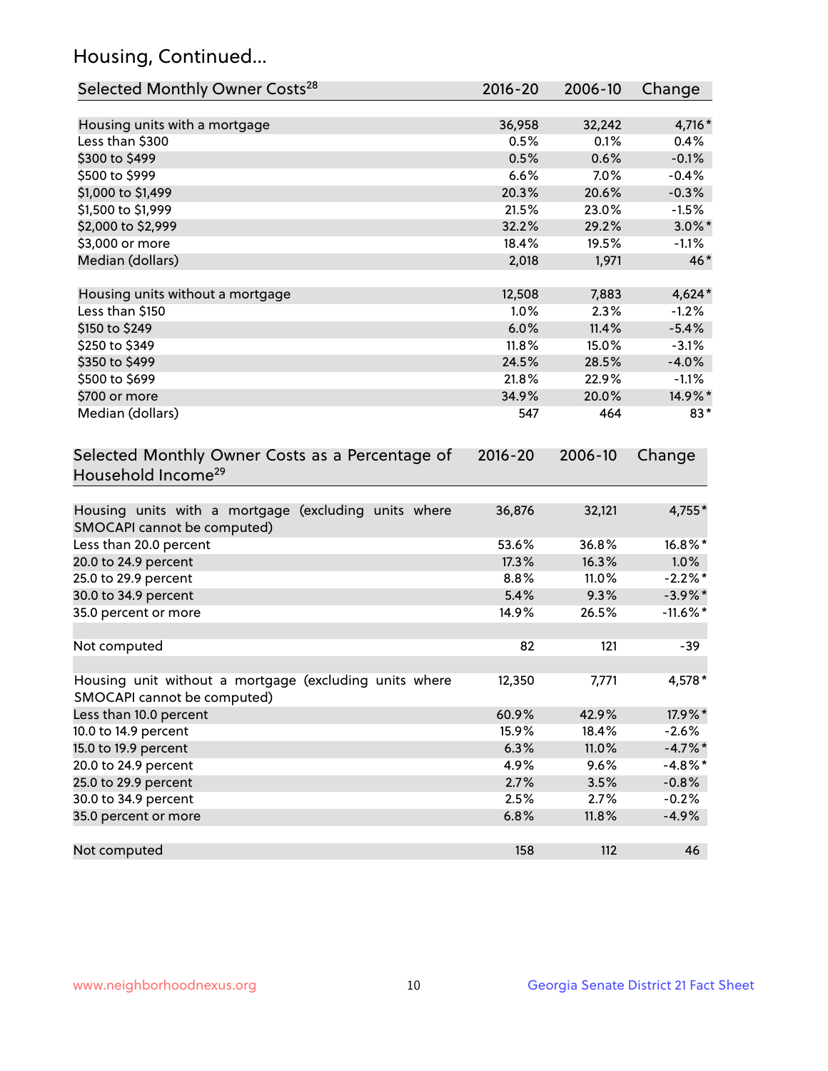## Housing, Continued...

| Selected Monthly Owner Costs[28] | 2016-20 | 2006-10 | Change |
|---|---|---|---|
| Housing units with a mortgage | 36,958 | 32,242 | 4,716* |
| Less than $300 | 0.5% | 0.1% | 0.4% |
| $300 to $499 | 0.5% | 0.6% | -0.1% |
| $500 to $999 | 6.6% | 7.0% | -0.4% |
| $1,000 to $1,499 | 20.3% | 20.6% | -0.3% |
| $1,500 to $1,999 | 21.5% | 23.0% | -1.5% |
| $2,000 to $2,999 | 32.2% | 29.2% | 3.0%* |
| $3,000 or more | 18.4% | 19.5% | -1.1% |
| Median (dollars) | 2,018 | 1,971 | 46* |
| | | | |
| Housing units without a mortgage | 12,508 | 7,883 | 4,624* |
| Less than $150 | 1.0% | 2.3% | -1.2% |
| $150 to $249 | 6.0% | 11.4% | -5.4% |
| $250 to $349 | 11.8% | 15.0% | -3.1% |
| $350 to $499 | 24.5% | 28.5% | -4.0% |
| $500 to $699 | 21.8% | 22.9% | -1.1% |
| $700 or more | 34.9% | 20.0% | 14.9%* |
| Median (dollars) | 547 | 464 | 83* |

| Selected Monthly Owner Costs as a Percentage of Household Income[29] | 2016-20 | 2006-10 | Change |
|---|---|---|---|
| Housing units with a mortgage (excluding units where SMOCAPI cannot be computed) | 36,876 | 32,121 | 4,755* |
| Less than 20.0 percent | 53.6% | 36.8% | 16.8%* |
| 20.0 to 24.9 percent | 17.3% | 16.3% | 1.0% |
| 25.0 to 29.9 percent | 8.8% | 11.0% | -2.2%* |
| 30.0 to 34.9 percent | 5.4% | 9.3% | -3.9%* |
| 35.0 percent or more | 14.9% | 26.5% | -11.6%* |
| | | | |
| Not computed | 82 | 121 | -39 |
| | | | |
| Housing unit without a mortgage (excluding units where SMOCAPI cannot be computed) | 12,350 | 7,771 | 4,578* |
| Less than 10.0 percent | 60.9% | 42.9% | 17.9%* |
| 10.0 to 14.9 percent | 15.9% | 18.4% | -2.6% |
| 15.0 to 19.9 percent | 6.3% | 11.0% | -4.7%* |
| 20.0 to 24.9 percent | 4.9% | 9.6% | -4.8%* |
| 25.0 to 29.9 percent | 2.7% | 3.5% | -0.8% |
| 30.0 to 34.9 percent | 2.5% | 2.7% | -0.2% |
| 35.0 percent or more | 6.8% | 11.8% | -4.9% |
| | | | |
| Not computed | 158 | 112 | 46 |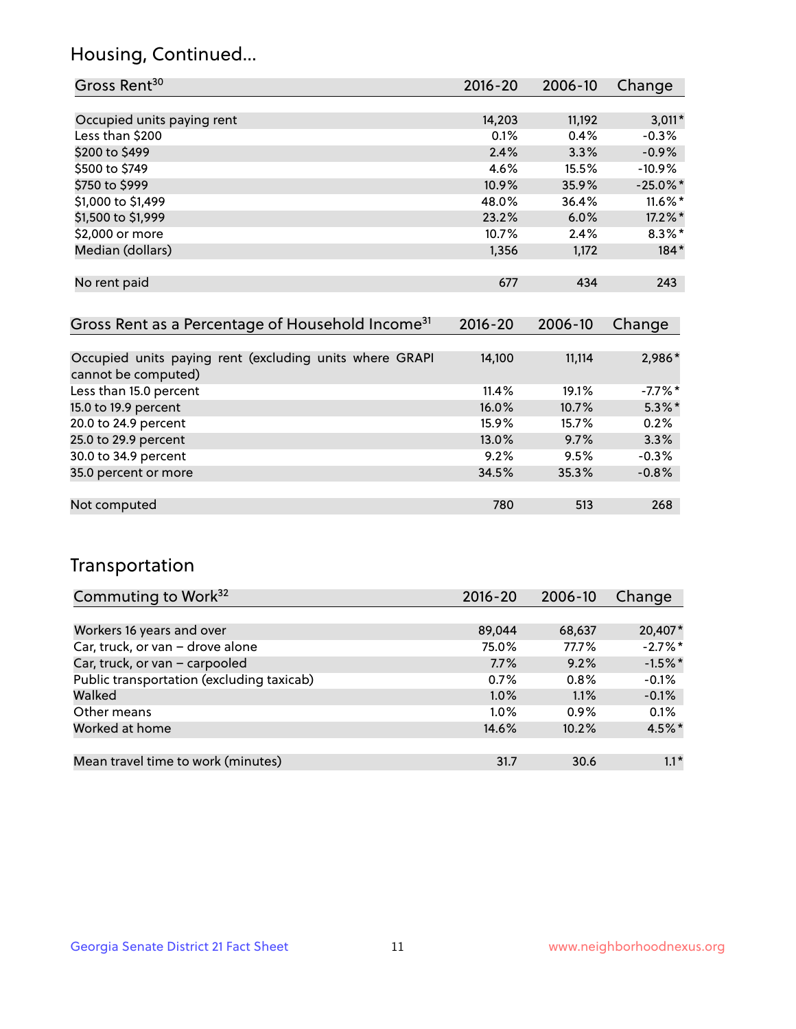## Housing, Continued...

| Gross Rent[30] | 2016-20 | 2006-10 | Change |
|---|---|---|---|
| Occupied units paying rent | 14,203 | 11,192 | 3,011* |
| Less than $200 | 0.1% | 0.4% | -0.3% |
| $200 to $499 | 2.4% | 3.3% | -0.9% |
| $500 to $749 | 4.6% | 15.5% | -10.9% |
| $750 to $999 | 10.9% | 35.9% | -25.0%* |
| $1,000 to $1,499 | 48.0% | 36.4% | 11.6%* |
| $1,500 to $1,999 | 23.2% | 6.0% | 17.2%* |
| $2,000 or more | 10.7% | 2.4% | 8.3%* |
| Median (dollars) | 1,356 | 1,172 | 184* |
| No rent paid | 677 | 434 | 243 |

| Gross Rent as a Percentage of Household Income[31] | 2016-20 | 2006-10 | Change |
|---|---|---|---|
| Occupied units paying rent (excluding units where GRAPI cannot be computed) | 14,100 | 11,114 | 2,986* |
| Less than 15.0 percent | 11.4% | 19.1% | -7.7%* |
| 15.0 to 19.9 percent | 16.0% | 10.7% | 5.3%* |
| 20.0 to 24.9 percent | 15.9% | 15.7% | 0.2% |
| 25.0 to 29.9 percent | 13.0% | 9.7% | 3.3% |
| 30.0 to 34.9 percent | 9.2% | 9.5% | -0.3% |
| 35.0 percent or more | 34.5% | 35.3% | -0.8% |
| Not computed | 780 | 513 | 268 |

## Transportation

| Commuting to Work[32] | 2016-20 | 2006-10 | Change |
|---|---|---|---|
| Workers 16 years and over | 89,044 | 68,637 | 20,407* |
| Car, truck, or van – drove alone | 75.0% | 77.7% | -2.7%* |
| Car, truck, or van – carpooled | 7.7% | 9.2% | -1.5%* |
| Public transportation (excluding taxicab) | 0.7% | 0.8% | -0.1% |
| Walked | 1.0% | 1.1% | -0.1% |
| Other means | 1.0% | 0.9% | 0.1% |
| Worked at home | 14.6% | 10.2% | 4.5%* |
| Mean travel time to work (minutes) | 31.7 | 30.6 | 1.1* |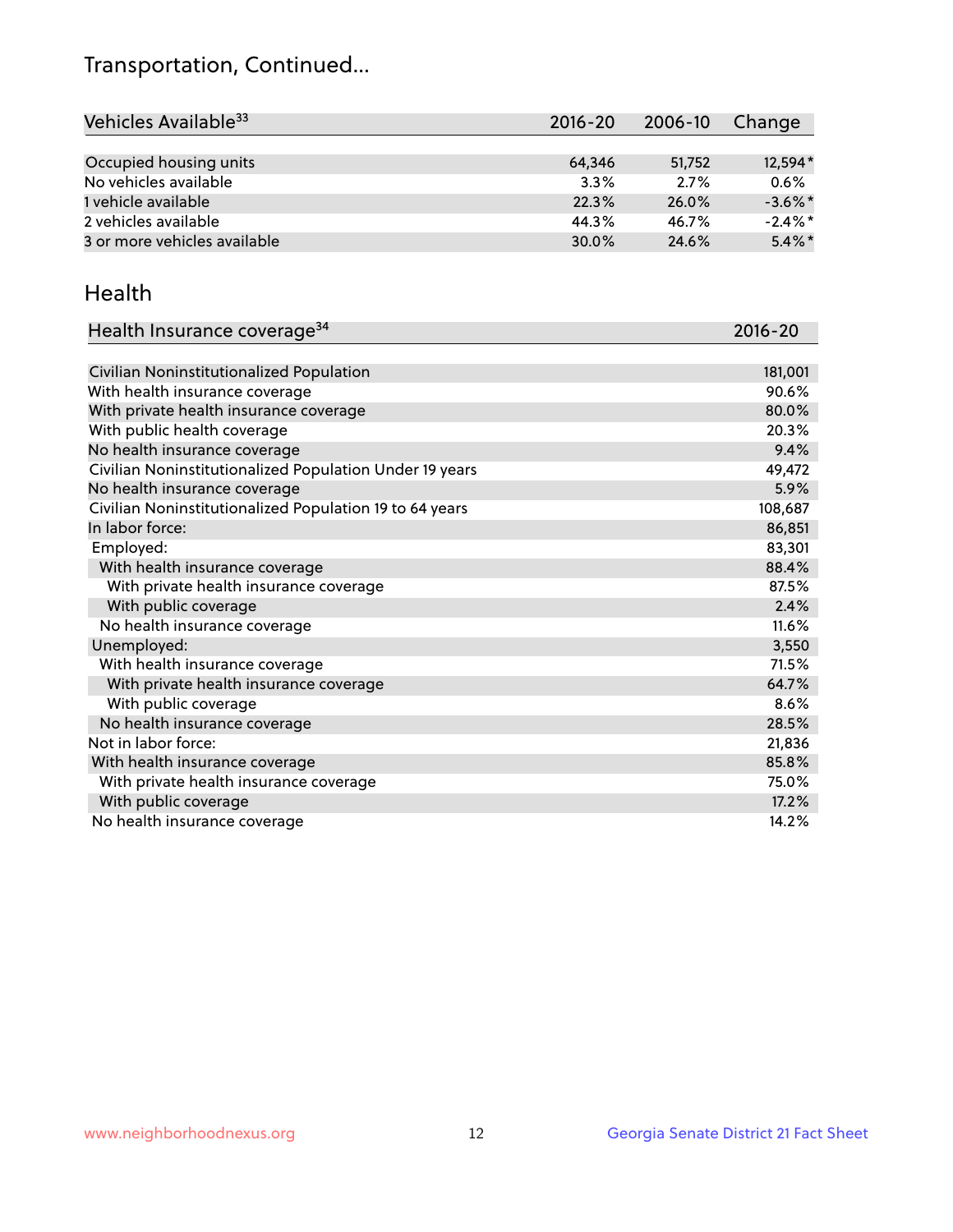# Transportation, Continued...

| Vehicles Available[33] | 2016-20 | 2006-10 | Change |
|---|---|---|---|
| Occupied housing units | 64,346 | 51,752 | 12,594* |
| No vehicles available | 3.3% | 2.7% | 0.6% |
| 1 vehicle available | 22.3% | 26.0% | -3.6%* |
| 2 vehicles available | 44.3% | 46.7% | -2.4%* |
| 3 or more vehicles available | 30.0% | 24.6% | 5.4%* |

## Health

| Health Insurance coverage[34] | 2016-20 |
|---|---|
| Civilian Noninstitutionalized Population | 181,001 |
| With health insurance coverage | 90.6% |
| With private health insurance coverage | 80.0% |
| With public health coverage | 20.3% |
| No health insurance coverage | 9.4% |
| Civilian Noninstitutionalized Population Under 19 years | 49,472 |
| No health insurance coverage | 5.9% |
| Civilian Noninstitutionalized Population 19 to 64 years | 108,687 |
| In labor force: | 86,851 |
| Employed: | 83,301 |
| With health insurance coverage | 88.4% |
| With private health insurance coverage | 87.5% |
| With public coverage | 2.4% |
| No health insurance coverage | 11.6% |
| Unemployed: | 3,550 |
| With health insurance coverage | 71.5% |
| With private health insurance coverage | 64.7% |
| With public coverage | 8.6% |
| No health insurance coverage | 28.5% |
| Not in labor force: | 21,836 |
| With health insurance coverage | 85.8% |
| With private health insurance coverage | 75.0% |
| With public coverage | 17.2% |
| No health insurance coverage | 14.2% |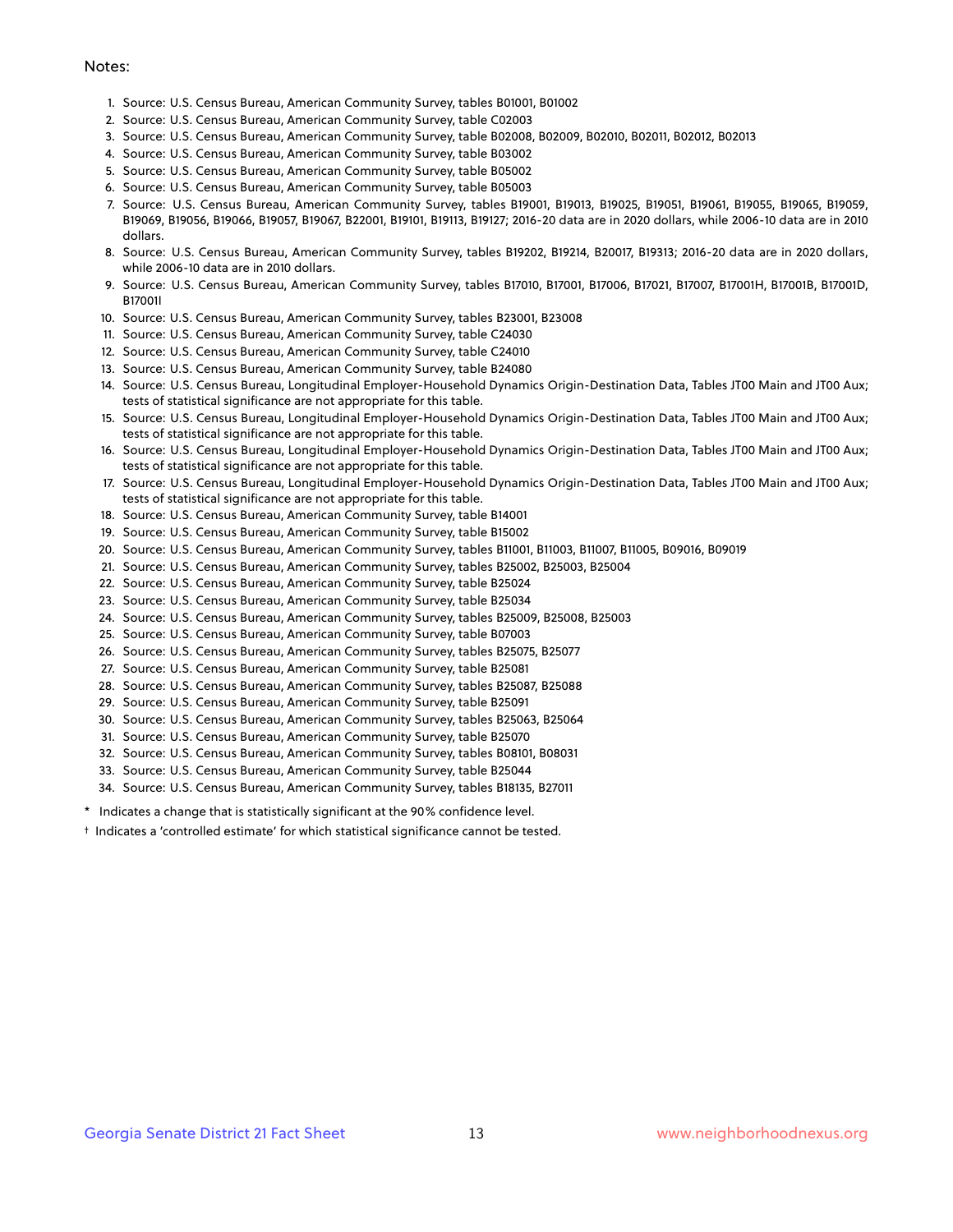Notes:

1. Source: U.S. Census Bureau, American Community Survey, tables B01001, B01002
2. Source: U.S. Census Bureau, American Community Survey, table C02003
3. Source: U.S. Census Bureau, American Community Survey, table B02008, B02009, B02010, B02011, B02012, B02013
4. Source: U.S. Census Bureau, American Community Survey, table B03002
5. Source: U.S. Census Bureau, American Community Survey, table B05002
6. Source: U.S. Census Bureau, American Community Survey, table B05003
7. Source: U.S. Census Bureau, American Community Survey, tables B19001, B19013, B19025, B19051, B19061, B19055, B19065, B19059, B19069, B19056, B19066, B19057, B19067, B22001, B19101, B19113, B19127; 2016-20 data are in 2020 dollars, while 2006-10 data are in 2010 dollars.
8. Source: U.S. Census Bureau, American Community Survey, tables B19202, B19214, B20017, B19313; 2016-20 data are in 2020 dollars, while 2006-10 data are in 2010 dollars.
9. Source: U.S. Census Bureau, American Community Survey, tables B17010, B17001, B17006, B17021, B17007, B17001H, B17001B, B17001D, B17001I
10. Source: U.S. Census Bureau, American Community Survey, tables B23001, B23008
11. Source: U.S. Census Bureau, American Community Survey, table C24030
12. Source: U.S. Census Bureau, American Community Survey, table C24010
13. Source: U.S. Census Bureau, American Community Survey, table B24080
14. Source: U.S. Census Bureau, Longitudinal Employer-Household Dynamics Origin-Destination Data, Tables JT00 Main and JT00 Aux; tests of statistical significance are not appropriate for this table.
15. Source: U.S. Census Bureau, Longitudinal Employer-Household Dynamics Origin-Destination Data, Tables JT00 Main and JT00 Aux; tests of statistical significance are not appropriate for this table.
16. Source: U.S. Census Bureau, Longitudinal Employer-Household Dynamics Origin-Destination Data, Tables JT00 Main and JT00 Aux; tests of statistical significance are not appropriate for this table.
17. Source: U.S. Census Bureau, Longitudinal Employer-Household Dynamics Origin-Destination Data, Tables JT00 Main and JT00 Aux; tests of statistical significance are not appropriate for this table.
18. Source: U.S. Census Bureau, American Community Survey, table B14001
19. Source: U.S. Census Bureau, American Community Survey, table B15002
20. Source: U.S. Census Bureau, American Community Survey, tables B11001, B11003, B11007, B11005, B09016, B09019
21. Source: U.S. Census Bureau, American Community Survey, tables B25002, B25003, B25004
22. Source: U.S. Census Bureau, American Community Survey, table B25024
23. Source: U.S. Census Bureau, American Community Survey, table B25034
24. Source: U.S. Census Bureau, American Community Survey, tables B25009, B25008, B25003
25. Source: U.S. Census Bureau, American Community Survey, table B07003
26. Source: U.S. Census Bureau, American Community Survey, tables B25075, B25077
27. Source: U.S. Census Bureau, American Community Survey, table B25081
28. Source: U.S. Census Bureau, American Community Survey, tables B25087, B25088
29. Source: U.S. Census Bureau, American Community Survey, table B25091
30. Source: U.S. Census Bureau, American Community Survey, tables B25063, B25064
31. Source: U.S. Census Bureau, American Community Survey, table B25070
32. Source: U.S. Census Bureau, American Community Survey, tables B08101, B08031
33. Source: U.S. Census Bureau, American Community Survey, table B25044
34. Source: U.S. Census Bureau, American Community Survey, tables B18135, B27011

\* Indicates a change that is statistically significant at the 90% confidence level.

† Indicates a 'controlled estimate' for which statistical significance cannot be tested.